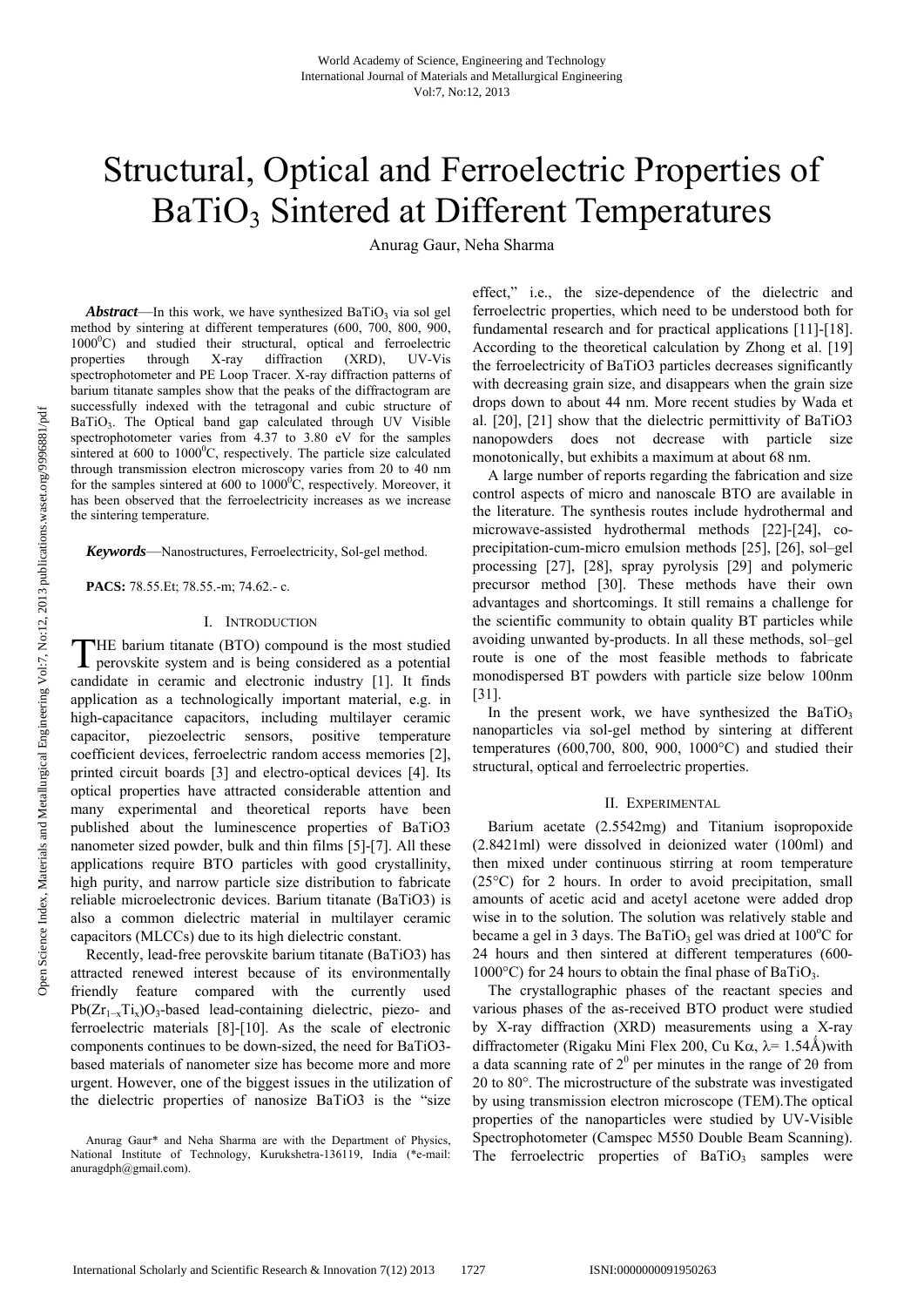# Structural, Optical and Ferroelectric Properties of $BaTiO_3$ Sintered at Different Temperatures

Anurag Gaur, Neha Sharma

***Abstract*****—**In this work, we have synthesized $BaTiO_3$ via sol gel method by sintering at different temperatures (600, 700, 800, 900, $1000^0C$) and studied their structural, optical and ferroelectric properties through X-ray diffraction (XRD), UV-Vis spectrophotometer and PE Loop Tracer. X-ray diffraction patterns of barium titanate samples show that the peaks of the diffractogram are successfully indexed with the tetragonal and cubic structure of $BaTiO_3$. The Optical band gap calculated through UV Visible spectrophotometer varies from 4.37 to 3.80 eV for the samples sintered at 600 to $1000^0C$, respectively. The particle size calculated through transmission electron microscopy varies from 20 to 40 nm for the samples sintered at 600 to $1000^0C$, respectively. Moreover, it has been observed that the ferroelectricity increases as we increase the sintering temperature.

***Keywords*****—**Nanostructures, Ferroelectricity, Sol-gel method.

**PACS:** 78.55.Et; 78.55.-m; 74.62.- c.

## I. Introduction

THE barium titanate (BTO) compound is the most studied perovskite system and is being considered as a potential candidate in ceramic and electronic industry [1]. It finds application as a technologically important material, e.g. in high-capacitance capacitors, including multilayer ceramic capacitor, piezoelectric sensors, positive temperature coefficient devices, ferroelectric random access memories [2], printed circuit boards [3] and electro-optical devices [4]. Its optical properties have attracted considerable attention and many experimental and theoretical reports have been published about the luminescence properties of BaTiO3 nanometer sized powder, bulk and thin films [5]-[7]. All these applications require BTO particles with good crystallinity, high purity, and narrow particle size distribution to fabricate reliable microelectronic devices. Barium titanate (BaTiO3) is also a common dielectric material in multilayer ceramic capacitors (MLCCs) due to its high dielectric constant.

Recently, lead-free perovskite barium titanate (BaTiO3) has attracted renewed interest because of its environmentally friendly feature compared with the currently used $Pb(Zr_{1-x}Ti_x)O_3$-based lead-containing dielectric, piezo- and ferroelectric materials [8]-[10]. As the scale of electronic components continues to be down-sized, the need for BaTiO3-based materials of nanometer size has become more and more urgent. However, one of the biggest issues in the utilization of the dielectric properties of nanosize BaTiO3 is the "size effect," i.e., the size-dependence of the dielectric and ferroelectric properties, which need to be understood both for fundamental research and for practical applications [11]-[18]. According to the theoretical calculation by Zhong et al. [19] the ferroelectricity of BaTiO3 particles decreases significantly with decreasing grain size, and disappears when the grain size drops down to about 44 nm. More recent studies by Wada et al. [20], [21] show that the dielectric permittivity of BaTiO3 nanopowders does not decrease with particle size monotonically, but exhibits a maximum at about 68 nm.

A large number of reports regarding the fabrication and size control aspects of micro and nanoscale BTO are available in the literature. The synthesis routes include hydrothermal and microwave-assisted hydrothermal methods [22]-[24], co-precipitation-cum-micro emulsion methods [25], [26], sol–gel processing [27], [28], spray pyrolysis [29] and polymeric precursor method [30]. These methods have their own advantages and shortcomings. It still remains a challenge for the scientific community to obtain quality BT particles while avoiding unwanted by-products. In all these methods, sol–gel route is one of the most feasible methods to fabricate monodispersed BT powders with particle size below 100nm [31].

In the present work, we have synthesized the $BaTiO_3$ nanoparticles via sol-gel method by sintering at different temperatures (600,700, 800, 900, 1000°C) and studied their structural, optical and ferroelectric properties.

## II. Experimental

Barium acetate (2.5542mg) and Titanium isopropoxide (2.8421ml) were dissolved in deionized water (100ml) and then mixed under continuous stirring at room temperature (25°C) for 2 hours. In order to avoid precipitation, small amounts of acetic acid and acetyl acetone were added drop wise in to the solution. The solution was relatively stable and became a gel in 3 days. The $BaTiO_3$ gel was dried at $100^oC$ for 24 hours and then sintered at different temperatures (600-1000°C) for 24 hours to obtain the final phase of $BaTiO_3$.

The crystallographic phases of the reactant species and various phases of the as-received BTO product were studied by X-ray diffraction (XRD) measurements using a X-ray diffractometer (Rigaku Mini Flex 200, Cu Kα, λ= 1.54Ǻ)with a data scanning rate of $2^0$ per minutes in the range of 2θ from 20 to 80°. The microstructure of the substrate was investigated by using transmission electron microscope (TEM).The optical properties of the nanoparticles were studied by UV-Visible Spectrophotometer (Camspec M550 Double Beam Scanning). The ferroelectric properties of $BaTiO_3$ samples were

Anurag Gaur* and Neha Sharma are with the Department of Physics, National Institute of Technology, Kurukshetra-136119, India (*e-mail: anuragdph@gmail.com).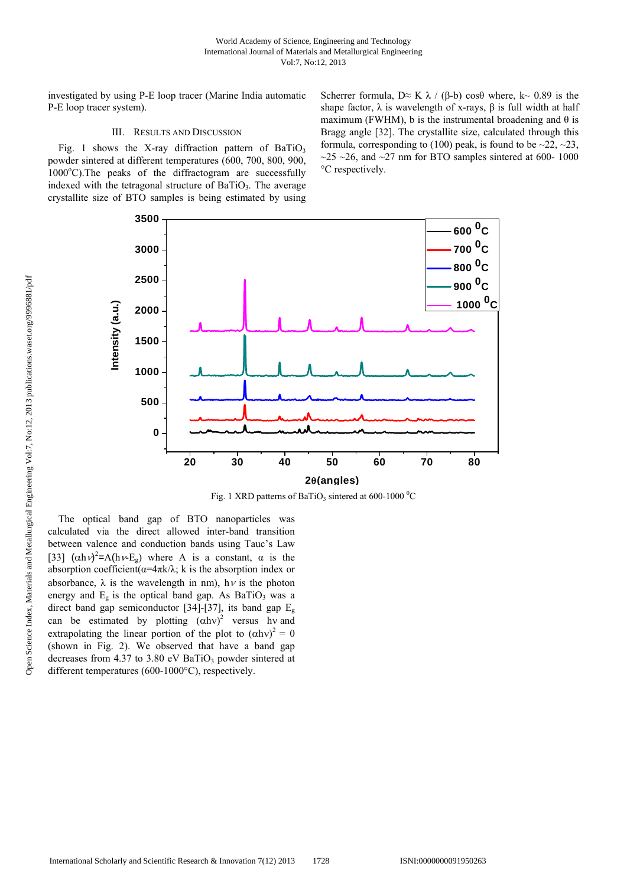investigated by using P-E loop tracer (Marine India automatic P-E loop tracer system).

## III. Results and Discussion

Fig. 1 shows the X-ray diffraction pattern of $BaTiO_3$ powder sintered at different temperatures (600, 700, 800, 900, 1000°C).The peaks of the diffractogram are successfully indexed with the tetragonal structure of $BaTiO_3$. The average crystallite size of BTO samples is being estimated by using Scherrer formula, $D \approx K \lambda / (\beta\text{-}b) \cos\theta$ where, k~ 0.89 is the shape factor, $\lambda$ is wavelength of x-rays, $\beta$ is full width at half maximum (FWHM), b is the instrumental broadening and $\theta$ is Bragg angle [32]. The crystallite size, calculated through this formula, corresponding to (100) peak, is found to be ~22, ~23, ~25 ~26, and ~27 nm for BTO samples sintered at 600- 1000 °C respectively.

3500
3000
2500
2000
1500
1000
500
0

Intensity (a.u.)

20 30 40 50 60 70 80

2θ(angles)

600 $^0$C
700 $^0$C
800 $^0$C
900 $^0$C
1000 $^0$C

Fig. 1 XRD patterns of $BaTiO_3$ sintered at 600-1000 $^0$C

The optical band gap of BTO nanoparticles was calculated via the direct allowed inter-band transition between valence and conduction bands using Tauc's Law [33] $(\alpha h\nu)^2 = A(h\nu - E_g)$ where A is a constant, $\alpha$ is the absorption coefficient($\alpha = 4\pi k/\lambda$; k is the absorption index or absorbance, $\lambda$ is the wavelength in nm), $h\nu$ is the photon energy and $E_g$ is the optical band gap. As $BaTiO_3$ was a direct band gap semiconductor [34]-[37], its band gap $E_g$ can be estimated by plotting $(\alpha h\nu)^2$ versus $h\nu$ and extrapolating the linear portion of the plot to $(\alpha h\nu)^2 = 0$ (shown in Fig. 2). We observed that have a band gap decreases from 4.37 to 3.80 eV $BaTiO_3$ powder sintered at different temperatures (600-1000°C), respectively.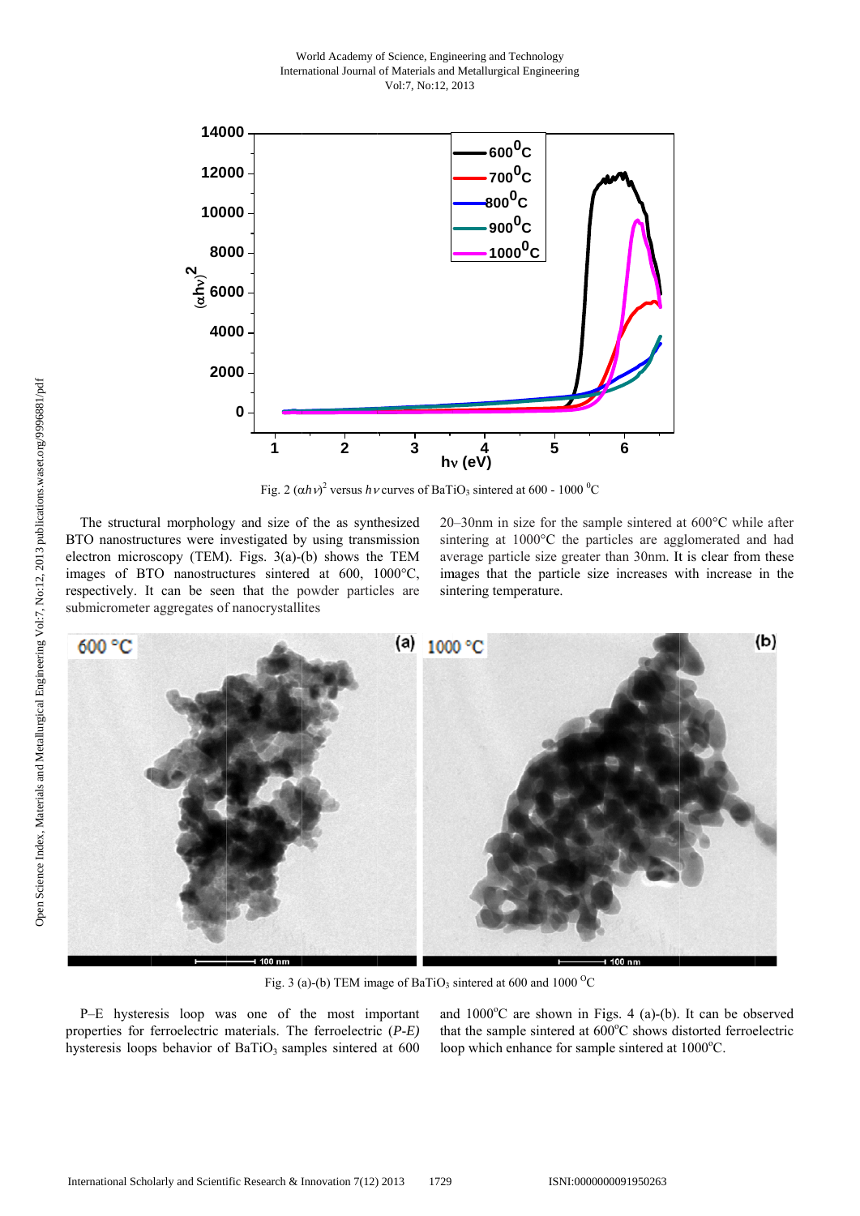14000
12000
10000
8000
6000
4000
2000
0

$(\alpha h\nu)^2$

1 2 3 4 5 6

hν (eV)

$600^0C$
$700^0C$
$800^0C$
$900^0C$
$1000^0C$

Fig. 2 $(\alpha h\nu)^2$ versus $h\nu$ curves of $BaTiO_3$ sintered at 600 - 1000 $^0C$

The structural morphology and size of the as synthesized BTO nanostructures were investigated by using transmission electron microscopy (TEM). Figs. 3(a)-(b) shows the TEM images of BTO nanostructures sintered at 600, 1000°C, respectively. It can be seen that the powder particles are submicrometer aggregates of nanocrystallites 20–30nm in size for the sample sintered at 600°C while after sintering at 1000°C the particles are agglomerated and had average particle size greater than 30nm. It is clear from these images that the particle size increases with increase in the sintering temperature.

600 °C (a)

1000 °C (b)

100 nm

100 nm

Fig. 3 (a)-(b) TEM image of $BaTiO_3$ sintered at 600 and 1000 $^OC$

P–E hysteresis loop was one of the most important properties for ferroelectric materials. The ferroelectric (*P-E)* hysteresis loops behavior of $BaTiO_3$ samples sintered at 600 and 1000°C are shown in Figs. 4 (a)-(b). It can be observed that the sample sintered at 600°C shows distorted ferroelectric loop which enhance for sample sintered at 1000°C.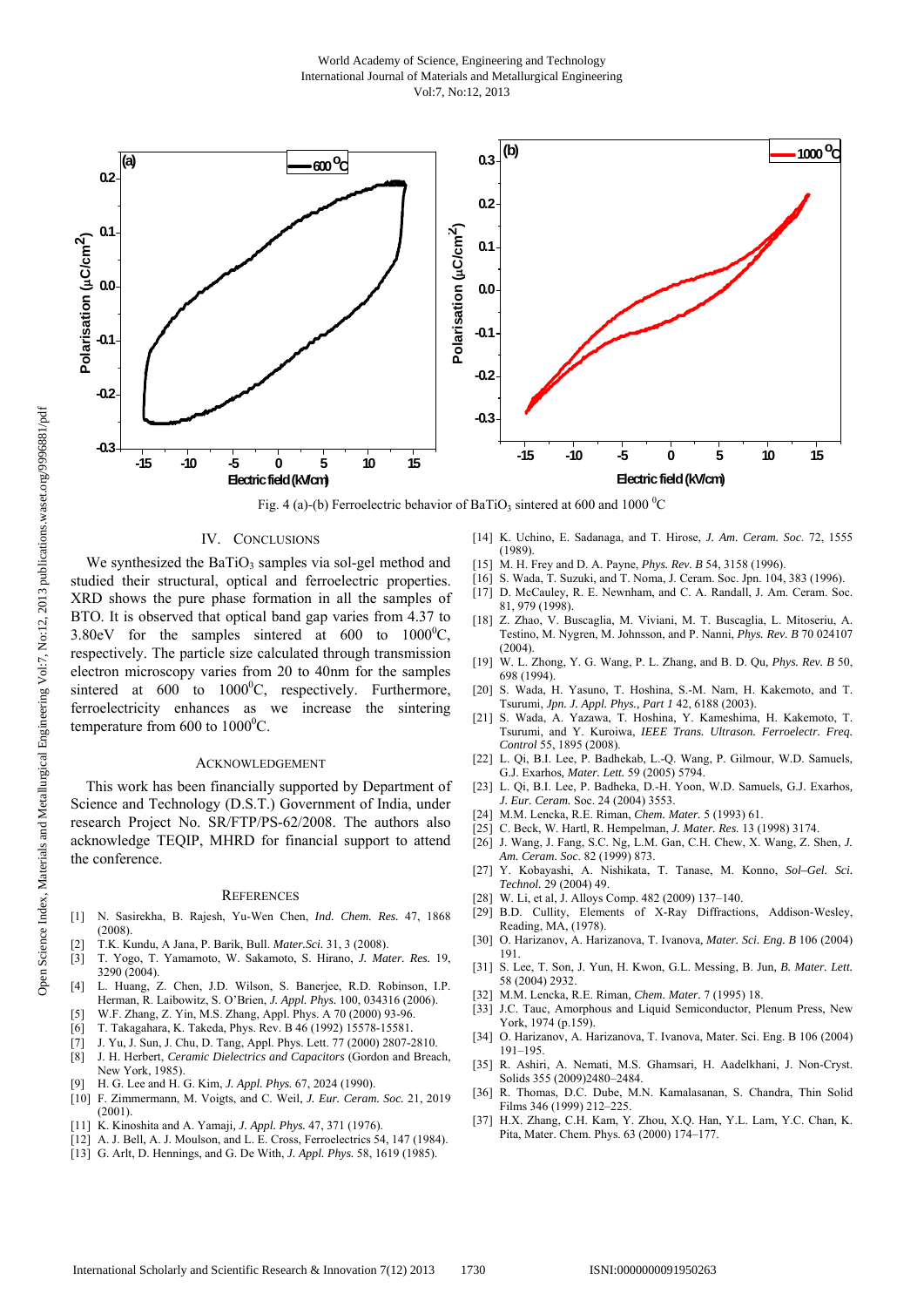(a)

600 $^{0}$C

Polarisation ($\mu$C/cm$^2$)

0.2

0.1

0.0

-0.1

-0.2

-0.3

-15 -10 -5 0 5 10 15

Electric field (kV/cm)

(b)

1000 $^{0}$C

Polarisation ($\mu$C/cm$^2$)

0.3

0.2

0.1

0.0

-0.1

-0.2

-0.3

-15 -10 -5 0 5 10 15

Electric field (kV/cm)

Fig. 4 (a)-(b) Ferroelectric behavior of $BaTiO_3$ sintered at 600 and 1000 $^0$C

## IV. Conclusions

We synthesized the $BaTiO_3$ samples via sol-gel method and studied their structural, optical and ferroelectric properties. XRD shows the pure phase formation in all the samples of BTO. It is observed that optical band gap varies from 4.37 to 3.80eV for the samples sintered at 600 to 1000$^0$C, respectively. The particle size calculated through transmission electron microscopy varies from 20 to 40nm for the samples sintered at 600 to 1000$^0$C, respectively. Furthermore, ferroelectricity enhances as we increase the sintering temperature from 600 to 1000$^0$C.

## Acknowledgement

This work has been financially supported by Department of Science and Technology (D.S.T.) Government of India, under research Project No. SR/FTP/PS-62/2008. The authors also acknowledge TEQIP, MHRD for financial support to attend the conference.

## References

[1] N. Sasirekha, B. Rajesh, Yu-Wen Chen, *Ind. Chem. Res.* 47, 1868 (2008).

[2] T.K. Kundu, A Jana, P. Barik, Bull. *Mater.Sci.* 31, 3 (2008).

[3] T. Yogo, T. Yamamoto, W. Sakamoto, S. Hirano, *J. Mater. Res.* 19, 3290 (2004).

[4] L. Huang, Z. Chen, J.D. Wilson, S. Banerjee, R.D. Robinson, I.P. Herman, R. Laibowitz, S. O'Brien, *J. Appl. Phys.* 100, 034316 (2006).

[5] W.F. Zhang, Z. Yin, M.S. Zhang, Appl. Phys. A 70 (2000) 93-96.

[6] T. Takagahara, K. Takeda, Phys. Rev. B 46 (1992) 15578-15581.

[7] J. Yu, J. Sun, J. Chu, D. Tang, Appl. Phys. Lett. 77 (2000) 2807-2810.

[8] J. H. Herbert, *Ceramic Dielectrics and Capacitors* (Gordon and Breach, New York, 1985).

[9] H. G. Lee and H. G. Kim, *J. Appl. Phys.* 67, 2024 (1990).

[10] F. Zimmermann, M. Voigts, and C. Weil, *J. Eur. Ceram. Soc.* 21, 2019 (2001).

[11] K. Kinoshita and A. Yamaji, *J. Appl. Phys.* 47, 371 (1976).

[12] A. J. Bell, A. J. Moulson, and L. E. Cross, Ferroelectrics 54, 147 (1984).

[13] G. Arlt, D. Hennings, and G. De With, *J. Appl. Phys.* 58, 1619 (1985).

[14] K. Uchino, E. Sadanaga, and T. Hirose, *J. Am. Ceram. Soc.* 72, 1555 (1989).

[15] M. H. Frey and D. A. Payne, *Phys. Rev. B* 54, 3158 (1996).

[16] S. Wada, T. Suzuki, and T. Noma, J. Ceram. Soc. Jpn. 104, 383 (1996).

[17] D. McCauley, R. E. Newnham, and C. A. Randall, J. Am. Ceram. Soc. 81, 979 (1998).

[18] Z. Zhao, V. Buscaglia, M. Viviani, M. T. Buscaglia, L. Mitoseriu, A. Testino, M. Nygren, M. Johnsson, and P. Nanni, *Phys. Rev. B* 70 024107 (2004).

[19] W. L. Zhong, Y. G. Wang, P. L. Zhang, and B. D. Qu, *Phys. Rev. B* 50, 698 (1994).

[20] S. Wada, H. Yasuno, T. Hoshina, S.-M. Nam, H. Kakemoto, and T. Tsurumi, *Jpn. J. Appl. Phys., Part 1* 42, 6188 (2003).

[21] S. Wada, A. Yazawa, T. Hoshina, Y. Kameshima, H. Kakemoto, T. Tsurumi, and Y. Kuroiwa, *IEEE Trans. Ultrason. Ferroelectr. Freq. Control* 55, 1895 (2008).

[22] L. Qi, B.I. Lee, P. Badhekab, L.-Q. Wang, P. Gilmour, W.D. Samuels, G.J. Exarhos, *Mater. Lett.* 59 (2005) 5794.

[23] L. Qi, B.I. Lee, P. Badheka, D.-H. Yoon, W.D. Samuels, G.J. Exarhos, *J. Eur. Ceram.* Soc. 24 (2004) 3553.

[24] M.M. Lencka, R.E. Riman, *Chem. Mater.* 5 (1993) 61.

[25] C. Beck, W. Hartl, R. Hempelman, *J. Mater. Res.* 13 (1998) 3174.

[26] J. Wang, J. Fang, S.C. Ng, L.M. Gan, C.H. Chew, X. Wang, Z. Shen, *J. Am. Ceram. Soc.* 82 (1999) 873.

[27] Y. Kobayashi, A. Nishikata, T. Tanase, M. Konno, *Sol–Gel. Sci. Technol.* 29 (2004) 49.

[28] W. Li, et al, J. Alloys Comp. 482 (2009) 137–140.

[29] B.D. Cullity, Elements of X-Ray Diffractions, Addison-Wesley, Reading, MA, (1978).

[30] O. Harizanov, A. Harizanova, T. Ivanova, *Mater. Sci. Eng. B* 106 (2004) 191.

[31] S. Lee, T. Son, J. Yun, H. Kwon, G.L. Messing, B. Jun, *B. Mater. Lett.* 58 (2004) 2932.

[32] M.M. Lencka, R.E. Riman, *Chem. Mater.* 7 (1995) 18.

[33] J.C. Tauc, Amorphous and Liquid Semiconductor, Plenum Press, New York, 1974 (p.159).

[34] O. Harizanov, A. Harizanova, T. Ivanova, Mater. Sci. Eng. B 106 (2004) 191–195.

[35] R. Ashiri, A. Nemati, M.S. Ghamsari, H. Aadelkhani, J. Non-Cryst. Solids 355 (2009)2480–2484.

[36] R. Thomas, D.C. Dube, M.N. Kamalasanan, S. Chandra, Thin Solid Films 346 (1999) 212–225.

[37] H.X. Zhang, C.H. Kam, Y. Zhou, X.Q. Han, Y.L. Lam, Y.C. Chan, K. Pita, Mater. Chem. Phys. 63 (2000) 174–177.